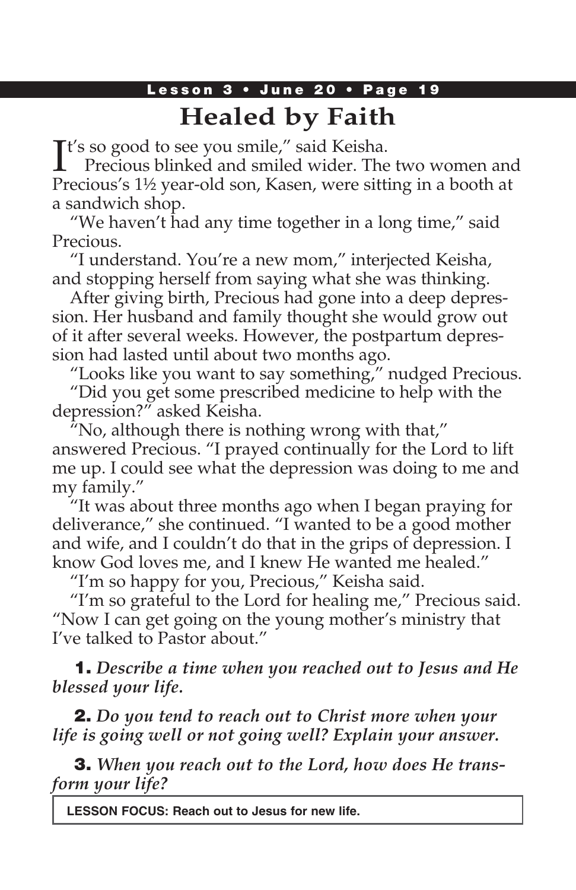# Healed by Faith

"It's so good to see you smile," said Keisha.

Precious blinked and smiled wider. The two women and Precious's 1½ year-old son, Kasen, were sitting in a booth at a sandwich shop.

"We haven't had any time together in a long time," said Precious.

"I understand. You're a new mom," interjected Keisha, and stopping herself from saying what she was thinking.

After giving birth, Precious had gone into a deep depression. Her husband and family thought she would grow out of it after several weeks. However, the postpartum depression had lasted until about two months ago.

"Looks like you want to say something," nudged Precious.

"Did you get some prescribed medicine to help with the depression?" asked Keisha.

"No, although there is nothing wrong with that," answered Precious. "I prayed continually for the Lord to lift me up. I could see what the depression was doing to me and my family."

"It was about three months ago when I began praying for deliverance," she continued. "I wanted to be a good mother and wife, and I couldn't do that in the grips of depression. I know God loves me, and I knew He wanted me healed."

"I'm so happy for you, Precious," Keisha said.

"I'm so grateful to the Lord for healing me," Precious said. "Now I can get going on the young mother's ministry that I've talked to Pastor about."

**1.** ***Describe a time when you reached out to Jesus and He blessed your life.***

**2.** ***Do you tend to reach out to Christ more when your life is going well or not going well? Explain your answer.***

**3.** ***When you reach out to the Lord, how does He transform your life?***

**LESSON FOCUS: Reach out to Jesus for new life.**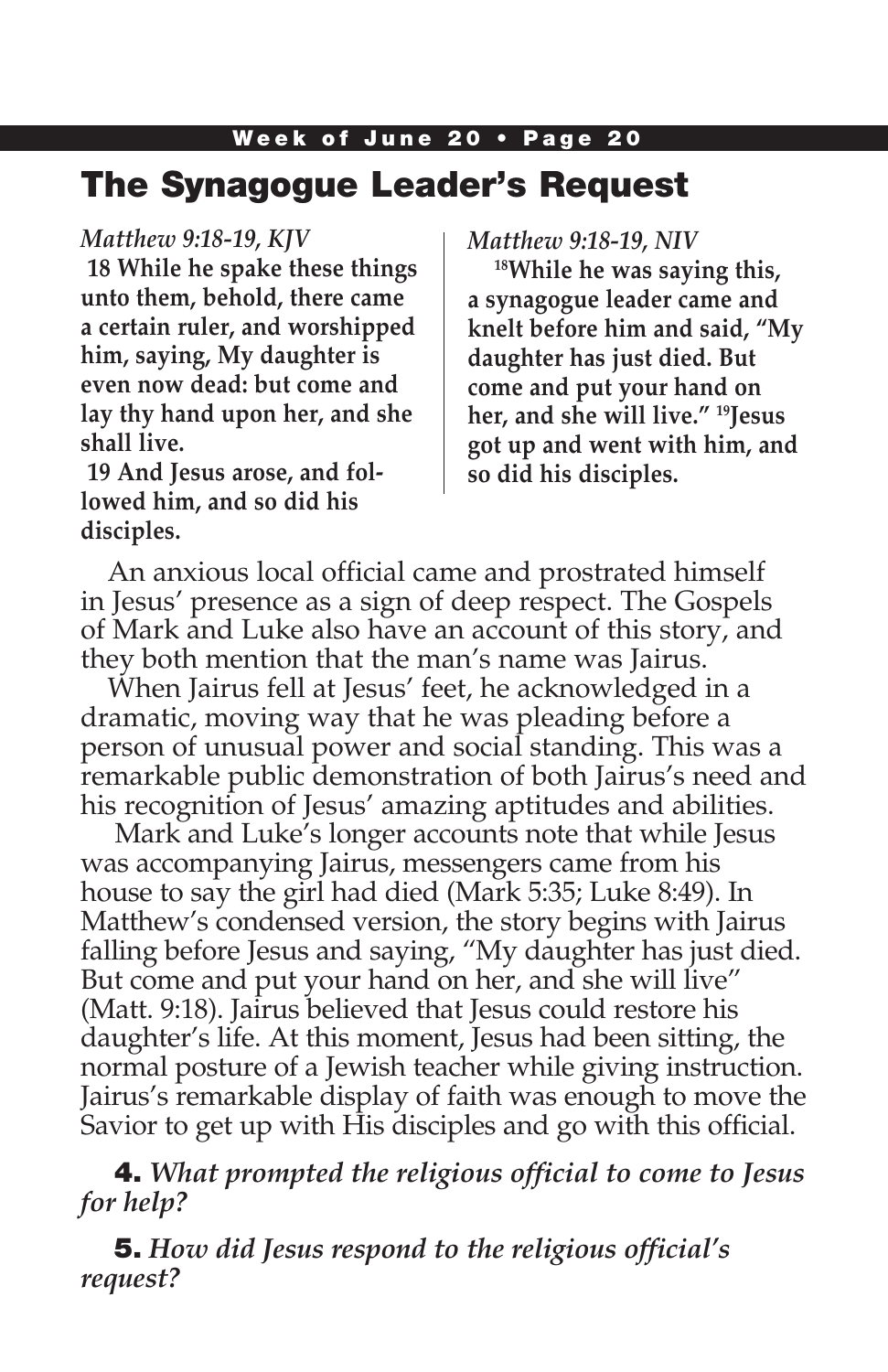# The Synagogue Leader's Request

*Matthew 9:18-19, KJV*

**18 While he spake these things unto them, behold, there came a certain ruler, and worshipped him, saying, My daughter is even now dead: but come and lay thy hand upon her, and she shall live.**

**19 And Jesus arose, and followed him, and so did his disciples.**

*Matthew 9:18-19, NIV*

**18While he was saying this, a synagogue leader came and knelt before him and said, "My daughter has just died. But come and put your hand on her, and she will live." 19Jesus got up and went with him, and so did his disciples.**

An anxious local official came and prostrated himself in Jesus' presence as a sign of deep respect. The Gospels of Mark and Luke also have an account of this story, and they both mention that the man's name was Jairus.

When Jairus fell at Jesus' feet, he acknowledged in a dramatic, moving way that he was pleading before a person of unusual power and social standing. This was a remarkable public demonstration of both Jairus's need and his recognition of Jesus' amazing aptitudes and abilities.

Mark and Luke's longer accounts note that while Jesus was accompanying Jairus, messengers came from his house to say the girl had died (Mark 5:35; Luke 8:49). In Matthew's condensed version, the story begins with Jairus falling before Jesus and saying, "My daughter has just died. But come and put your hand on her, and she will live" (Matt. 9:18). Jairus believed that Jesus could restore his daughter's life. At this moment, Jesus had been sitting, the normal posture of a Jewish teacher while giving instruction. Jairus's remarkable display of faith was enough to move the Savior to get up with His disciples and go with this official.

**4.** *What prompted the religious official to come to Jesus for help?*

**5.** *How did Jesus respond to the religious official's request?*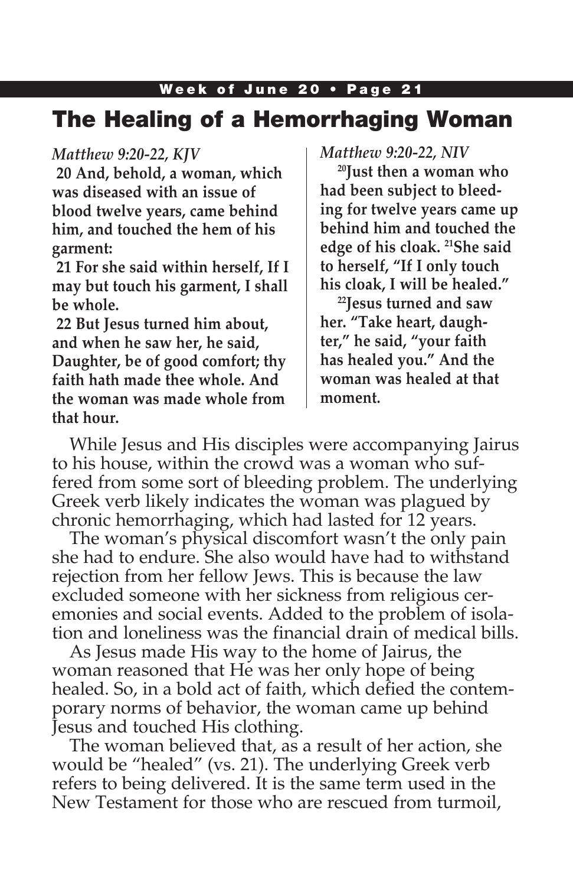# The Healing of a Hemorrhaging Woman

*Matthew 9:20-22, KJV*

**20 And, behold, a woman, which was diseased with an issue of blood twelve years, came behind him, and touched the hem of his garment:**

**21 For she said within herself, If I may but touch his garment, I shall be whole.**

**22 But Jesus turned him about, and when he saw her, he said, Daughter, be of good comfort; thy faith hath made thee whole. And the woman was made whole from that hour.**

*Matthew 9:20-22, NIV*

**[20]Just then a woman who had been subject to bleeding for twelve years came up behind him and touched the edge of his cloak. [21]She said to herself, "If I only touch his cloak, I will be healed."**

**[22]Jesus turned and saw her. "Take heart, daughter," he said, "your faith has healed you." And the woman was healed at that moment.**

While Jesus and His disciples were accompanying Jairus to his house, within the crowd was a woman who suffered from some sort of bleeding problem. The underlying Greek verb likely indicates the woman was plagued by chronic hemorrhaging, which had lasted for 12 years.

The woman's physical discomfort wasn't the only pain she had to endure. She also would have had to withstand rejection from her fellow Jews. This is because the law excluded someone with her sickness from religious ceremonies and social events. Added to the problem of isolation and loneliness was the financial drain of medical bills.

As Jesus made His way to the home of Jairus, the woman reasoned that He was her only hope of being healed. So, in a bold act of faith, which defied the contemporary norms of behavior, the woman came up behind Jesus and touched His clothing.

The woman believed that, as a result of her action, she would be "healed" (vs. 21). The underlying Greek verb refers to being delivered. It is the same term used in the New Testament for those who are rescued from turmoil,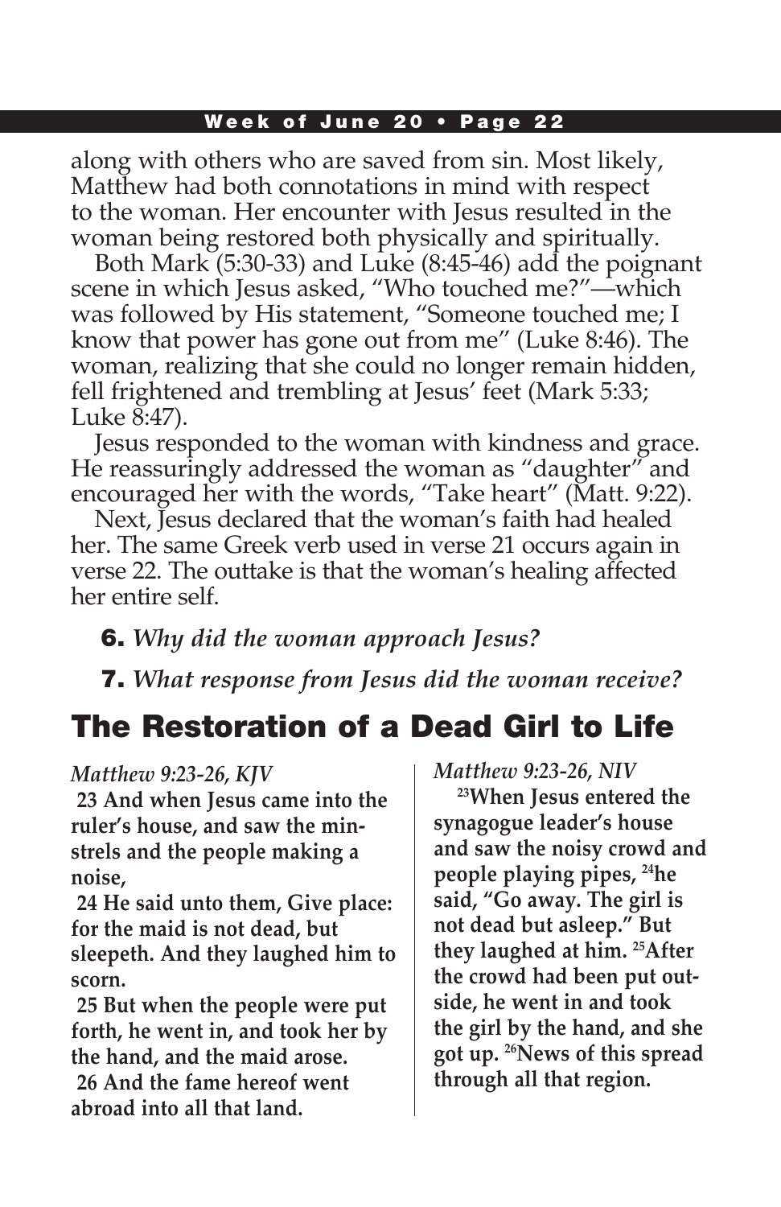along with others who are saved from sin. Most likely, Matthew had both connotations in mind with respect to the woman. Her encounter with Jesus resulted in the woman being restored both physically and spiritually.

Both Mark (5:30-33) and Luke (8:45-46) add the poignant scene in which Jesus asked, "Who touched me?"—which was followed by His statement, "Someone touched me; I know that power has gone out from me" (Luke 8:46). The woman, realizing that she could no longer remain hidden, fell frightened and trembling at Jesus' feet (Mark 5:33; Luke 8:47).

Jesus responded to the woman with kindness and grace. He reassuringly addressed the woman as "daughter" and encouraged her with the words, "Take heart" (Matt. 9:22).

Next, Jesus declared that the woman's faith had healed her. The same Greek verb used in verse 21 occurs again in verse 22. The outtake is that the woman's healing affected her entire self.

**6.** *Why did the woman approach Jesus?*

**7.** *What response from Jesus did the woman receive?*

## The Restoration of a Dead Girl to Life

*Matthew 9:23-26, KJV*

**23 And when Jesus came into the ruler's house, and saw the minstrels and the people making a noise,**

**24 He said unto them, Give place: for the maid is not dead, but sleepeth. And they laughed him to scorn.**

**25 But when the people were put forth, he went in, and took her by the hand, and the maid arose.**

**26 And the fame hereof went abroad into all that land.**

*Matthew 9:23-26, NIV*

**23When Jesus entered the synagogue leader's house and saw the noisy crowd and people playing pipes, 24he said, "Go away. The girl is not dead but asleep." But they laughed at him. 25After the crowd had been put outside, he went in and took the girl by the hand, and she got up. 26News of this spread through all that region.**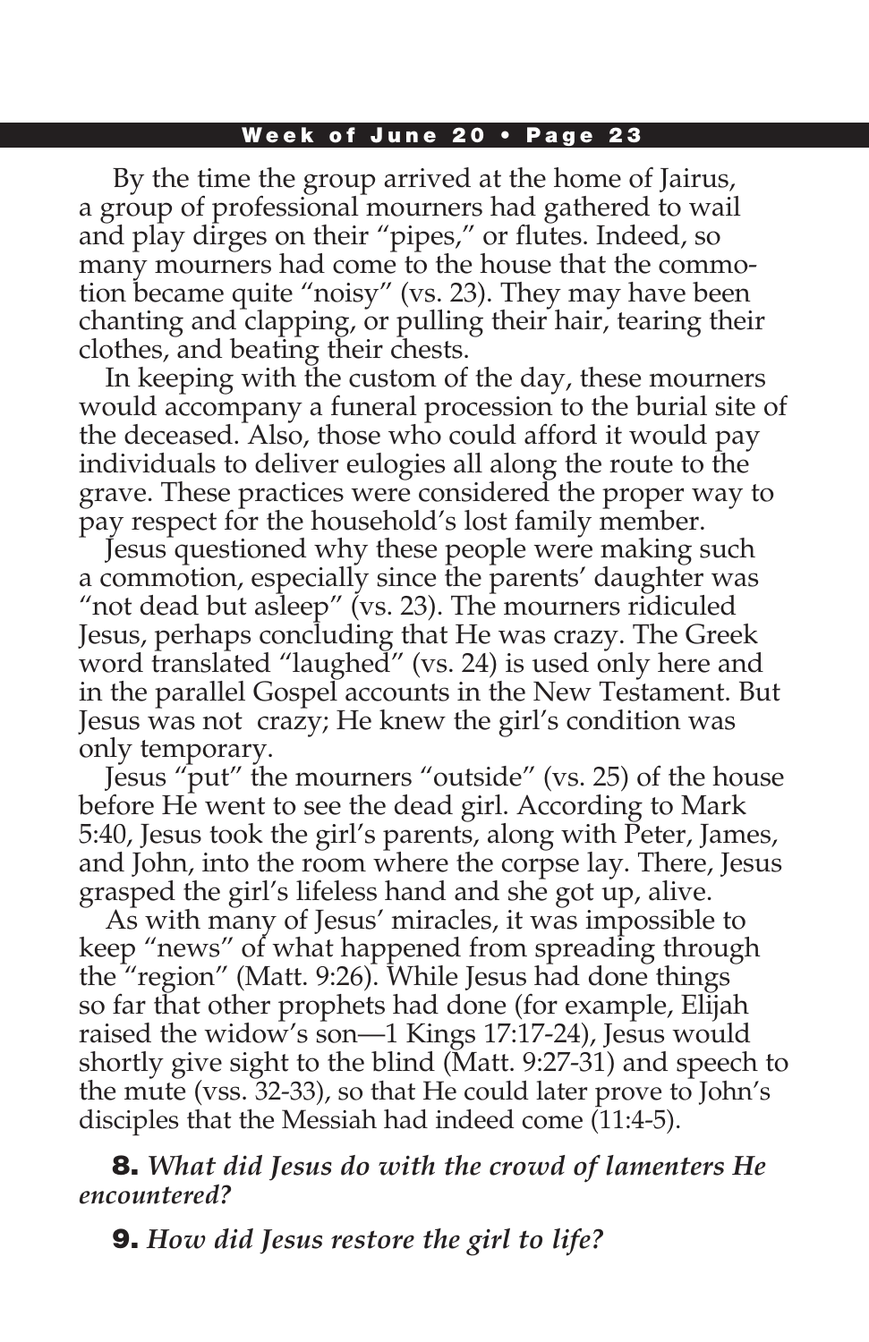By the time the group arrived at the home of Jairus, a group of professional mourners had gathered to wail and play dirges on their "pipes," or flutes. Indeed, so many mourners had come to the house that the commotion became quite "noisy" (vs. 23). They may have been chanting and clapping, or pulling their hair, tearing their clothes, and beating their chests.

In keeping with the custom of the day, these mourners would accompany a funeral procession to the burial site of the deceased. Also, those who could afford it would pay individuals to deliver eulogies all along the route to the grave. These practices were considered the proper way to pay respect for the household's lost family member.

Jesus questioned why these people were making such a commotion, especially since the parents' daughter was "not dead but asleep" (vs. 23). The mourners ridiculed Jesus, perhaps concluding that He was crazy. The Greek word translated "laughed" (vs. 24) is used only here and in the parallel Gospel accounts in the New Testament. But Jesus was not crazy; He knew the girl's condition was only temporary.

Jesus "put" the mourners "outside" (vs. 25) of the house before He went to see the dead girl. According to Mark 5:40, Jesus took the girl's parents, along with Peter, James, and John, into the room where the corpse lay. There, Jesus grasped the girl's lifeless hand and she got up, alive.

As with many of Jesus' miracles, it was impossible to keep "news" of what happened from spreading through the "region" (Matt. 9:26). While Jesus had done things so far that other prophets had done (for example, Elijah raised the widow's son—1 Kings 17:17-24), Jesus would shortly give sight to the blind (Matt. 9:27-31) and speech to the mute (vss. 32-33), so that He could later prove to John's disciples that the Messiah had indeed come (11:4-5).

**8.** *What did Jesus do with the crowd of lamenters He encountered?*

**9.** *How did Jesus restore the girl to life?*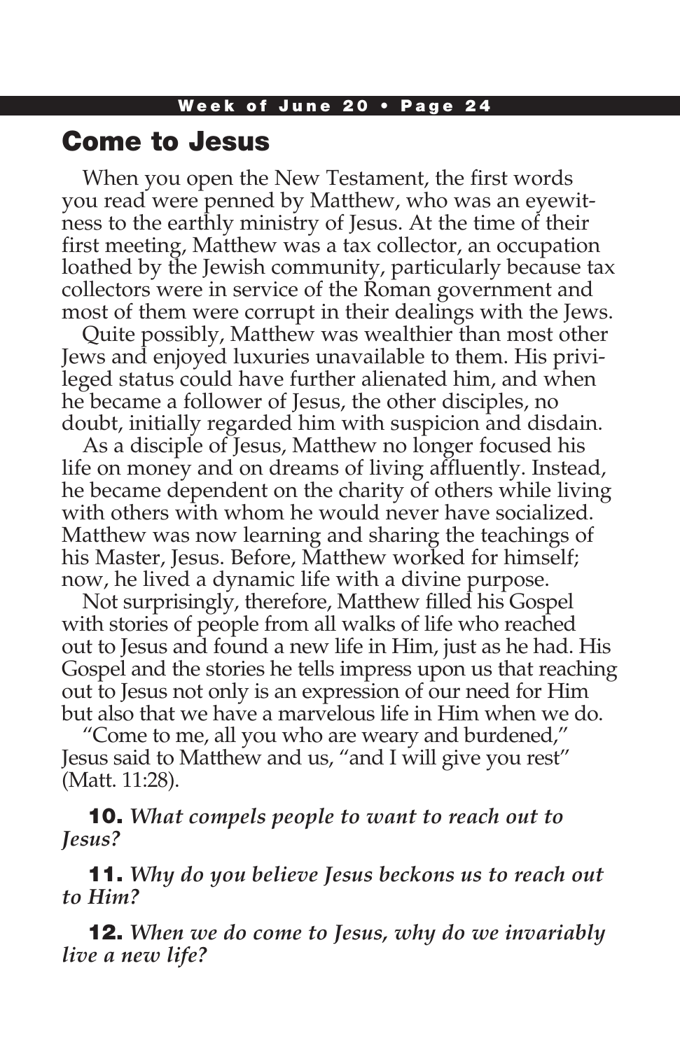## Come to Jesus

When you open the New Testament, the first words you read were penned by Matthew, who was an eyewitness to the earthly ministry of Jesus. At the time of their first meeting, Matthew was a tax collector, an occupation loathed by the Jewish community, particularly because tax collectors were in service of the Roman government and most of them were corrupt in their dealings with the Jews.

Quite possibly, Matthew was wealthier than most other Jews and enjoyed luxuries unavailable to them. His privileged status could have further alienated him, and when he became a follower of Jesus, the other disciples, no doubt, initially regarded him with suspicion and disdain.

As a disciple of Jesus, Matthew no longer focused his life on money and on dreams of living affluently. Instead, he became dependent on the charity of others while living with others with whom he would never have socialized. Matthew was now learning and sharing the teachings of his Master, Jesus. Before, Matthew worked for himself; now, he lived a dynamic life with a divine purpose.

Not surprisingly, therefore, Matthew filled his Gospel with stories of people from all walks of life who reached out to Jesus and found a new life in Him, just as he had. His Gospel and the stories he tells impress upon us that reaching out to Jesus not only is an expression of our need for Him but also that we have a marvelous life in Him when we do.

"Come to me, all you who are weary and burdened," Jesus said to Matthew and us, "and I will give you rest" (Matt. 11:28).

**10.** *What compels people to want to reach out to Jesus?*

**11.** *Why do you believe Jesus beckons us to reach out to Him?*

**12.** *When we do come to Jesus, why do we invariably live a new life?*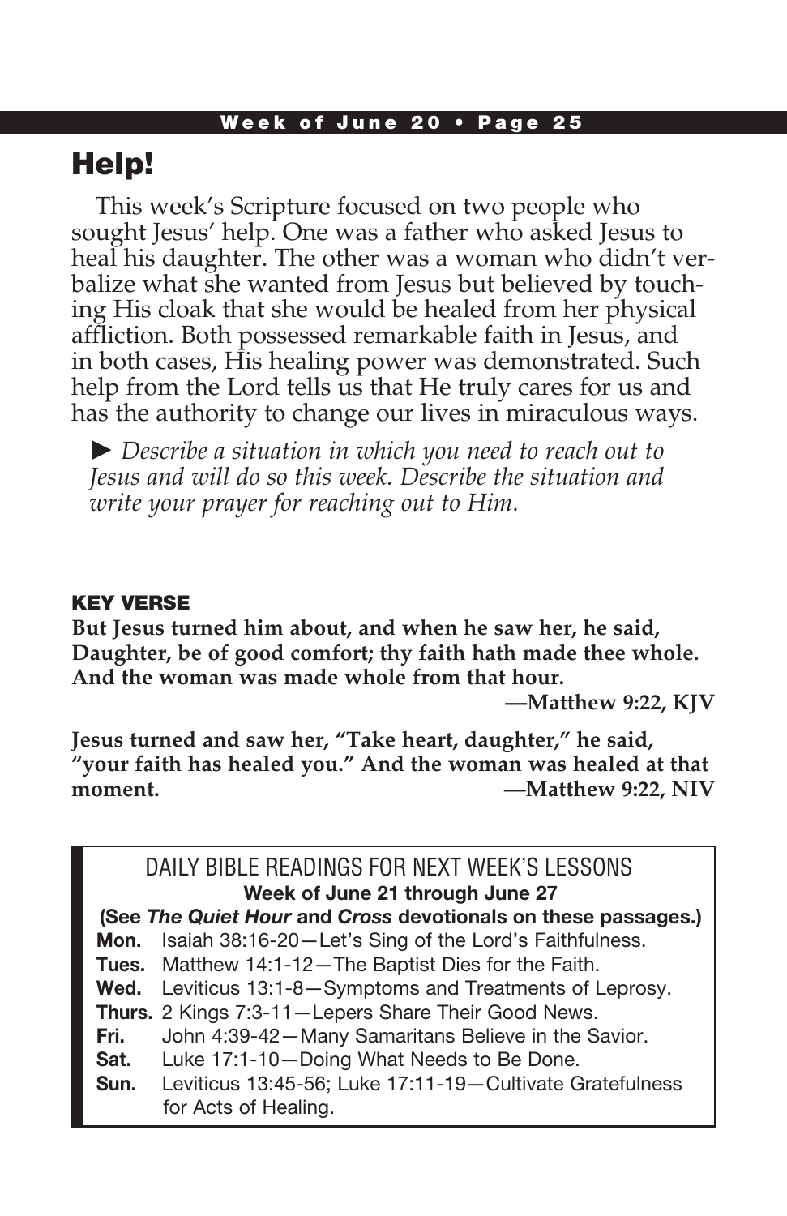# Help!

This week's Scripture focused on two people who sought Jesus' help. One was a father who asked Jesus to heal his daughter. The other was a woman who didn't verbalize what she wanted from Jesus but believed by touching His cloak that she would be healed from her physical affliction. Both possessed remarkable faith in Jesus, and in both cases, His healing power was demonstrated. Such help from the Lord tells us that He truly cares for us and has the authority to change our lives in miraculous ways.

► *Describe a situation in which you need to reach out to Jesus and will do so this week. Describe the situation and write your prayer for reaching out to Him.*

### KEY VERSE

**But Jesus turned him about, and when he saw her, he said, Daughter, be of good comfort; thy faith hath made thee whole. And the woman was made whole from that hour.**

**—Matthew 9:22, KJV**

**Jesus turned and saw her, "Take heart, daughter," he said, "your faith has healed you." And the woman was healed at that moment.**

**—Matthew 9:22, NIV**

## DAILY BIBLE READINGS FOR NEXT WEEK'S LESSONS

**Week of June 21 through June 27**

**(See *The Quiet Hour* and *Cross* devotionals on these passages.)**

**Mon.** Isaiah 38:16-20—Let's Sing of the Lord's Faithfulness.
**Tues.** Matthew 14:1-12—The Baptist Dies for the Faith.
**Wed.** Leviticus 13:1-8—Symptoms and Treatments of Leprosy.
**Thurs.** 2 Kings 7:3-11—Lepers Share Their Good News.
**Fri.** John 4:39-42—Many Samaritans Believe in the Savior.
**Sat.** Luke 17:1-10—Doing What Needs to Be Done.
**Sun.** Leviticus 13:45-56; Luke 17:11-19—Cultivate Gratefulness for Acts of Healing.